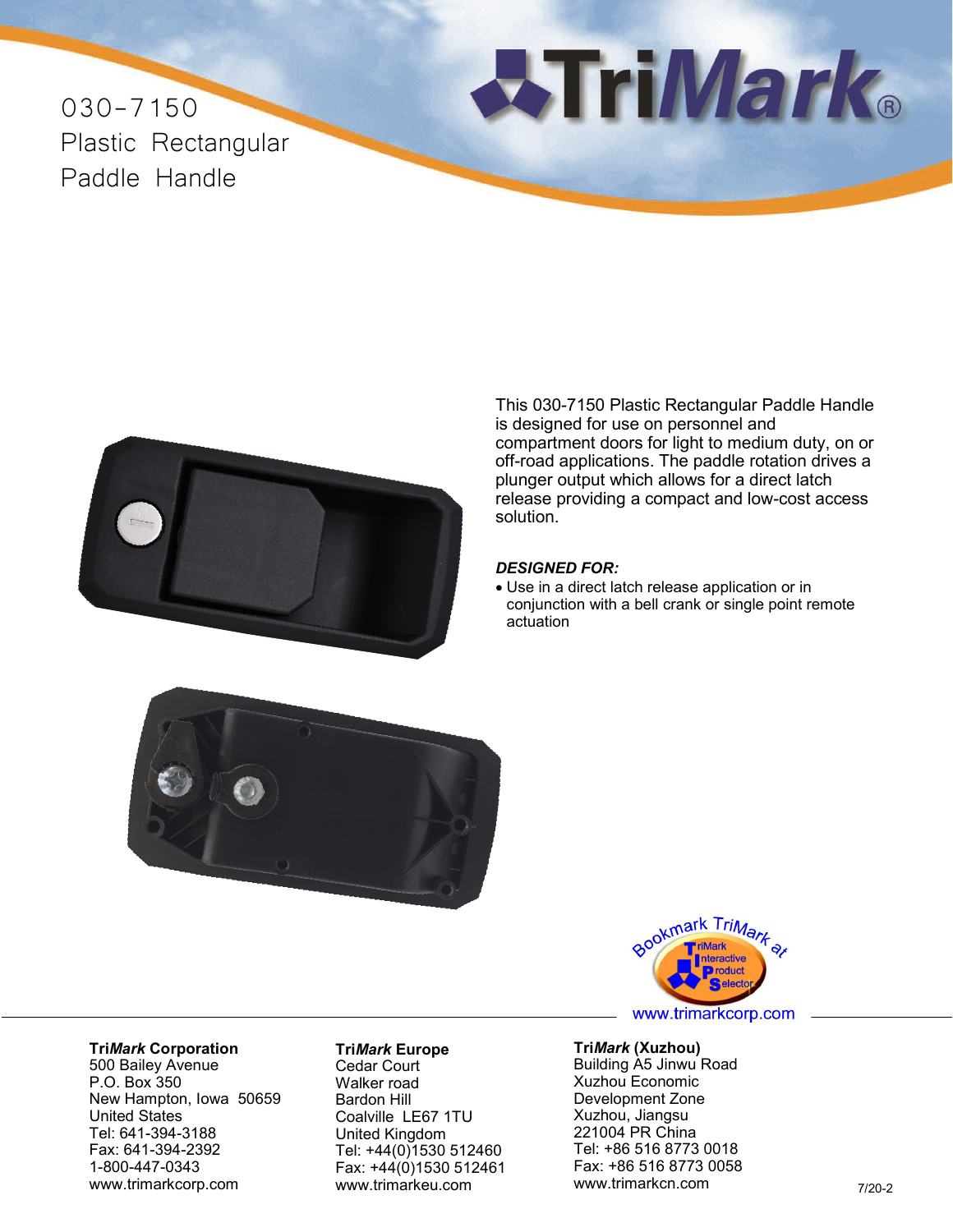# 030-7150 Plastic Rectangular Paddle Handle

This 030-7150 Plastic Rectangular Paddle Handle is designed for use on personnel and compartment doors for light to medium duty, on or off-road applications. The paddle rotation drives a plunger output which allows for a direct latch release providing a compact and low-cost access solution.

***DESIGNED FOR:***

- Use in a direct latch release application or in conjunction with a bell crank or single point remote actuation

Bookmark TriMark at TriMark Interactive Product Selector

www.trimarkcorp.com

**Tri*Mark* Corporation**
500 Bailey Avenue
P.O. Box 350
New Hampton, Iowa 50659
United States
Tel: 641-394-3188
Fax: 641-394-2392
1-800-447-0343
www.trimarkcorp.com

**Tri*Mark* Europe**
Cedar Court
Walker road
Bardon Hill
Coalville LE67 1TU
United Kingdom
Tel: +44(0)1530 512460
Fax: +44(0)1530 512461
www.trimarkeu.com

**Tri*Mark* (Xuzhou)**
Building A5 Jinwu Road
Xuzhou Economic
Development Zone
Xuzhou, Jiangsu
221004 PR China
Tel: +86 516 8773 0018
Fax: +86 516 8773 0058
www.trimarkcn.com

7/20-2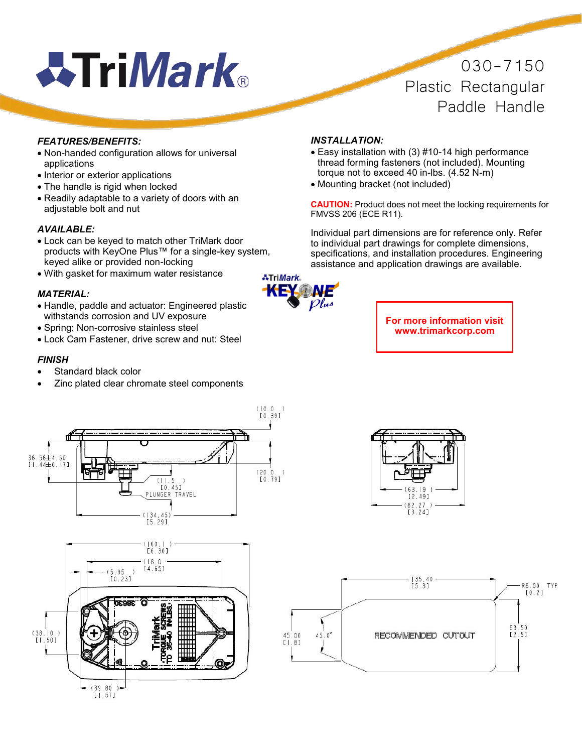# 030-7150 Plastic Rectangular Paddle Handle

### FEATURES/BENEFITS:

- Non-handed configuration allows for universal applications
- Interior or exterior applications
- The handle is rigid when locked
- Readily adaptable to a variety of doors with an adjustable bolt and nut

### AVAILABLE:

- Lock can be keyed to match other TriMark door products with KeyOne Plus™ for a single-key system, keyed alike or provided non-locking
- With gasket for maximum water resistance

### MATERIAL:

- Handle, paddle and actuator: Engineered plastic withstands corrosion and UV exposure
- Spring: Non-corrosive stainless steel
- Lock Cam Fastener, drive screw and nut: Steel

### FINISH

- Standard black color
- Zinc plated clear chromate steel components

### INSTALLATION:

- Easy installation with (3) #10-14 high performance thread forming fasteners (not included). Mounting torque not to exceed 40 in-lbs. (4.52 N-m)
- Mounting bracket (not included)

**CAUTION:** Product does not meet the locking requirements for FMVSS 206 (ECE R11).

Individual part dimensions are for reference only. Refer to individual part drawings for complete dimensions, specifications, and installation procedures. Engineering assistance and application drawings are available.

**For more information visit www.trimarkcorp.com**

(10.0 ) [0.39]
36.56±4.50 [1.44±0.17]
(20.0 ) [0.79]
(11.5 ) [0.45] PLUNGER TRAVEL
(134.45) [5.29]
(63.19 ) [2.49]
(82.27 ) [3.24]
(160.1 ) [6.30]
118.0 [4.65]
(5.95 ) [0.23]
(38.10 ) [1.50]
(39.80 ) [1.57]
135.40 [5.33]
R6.00 TYP [0.2]
45.00 [1.83]
45.0°
RECOMMENDED CUTOUT
63.50 [2.5]